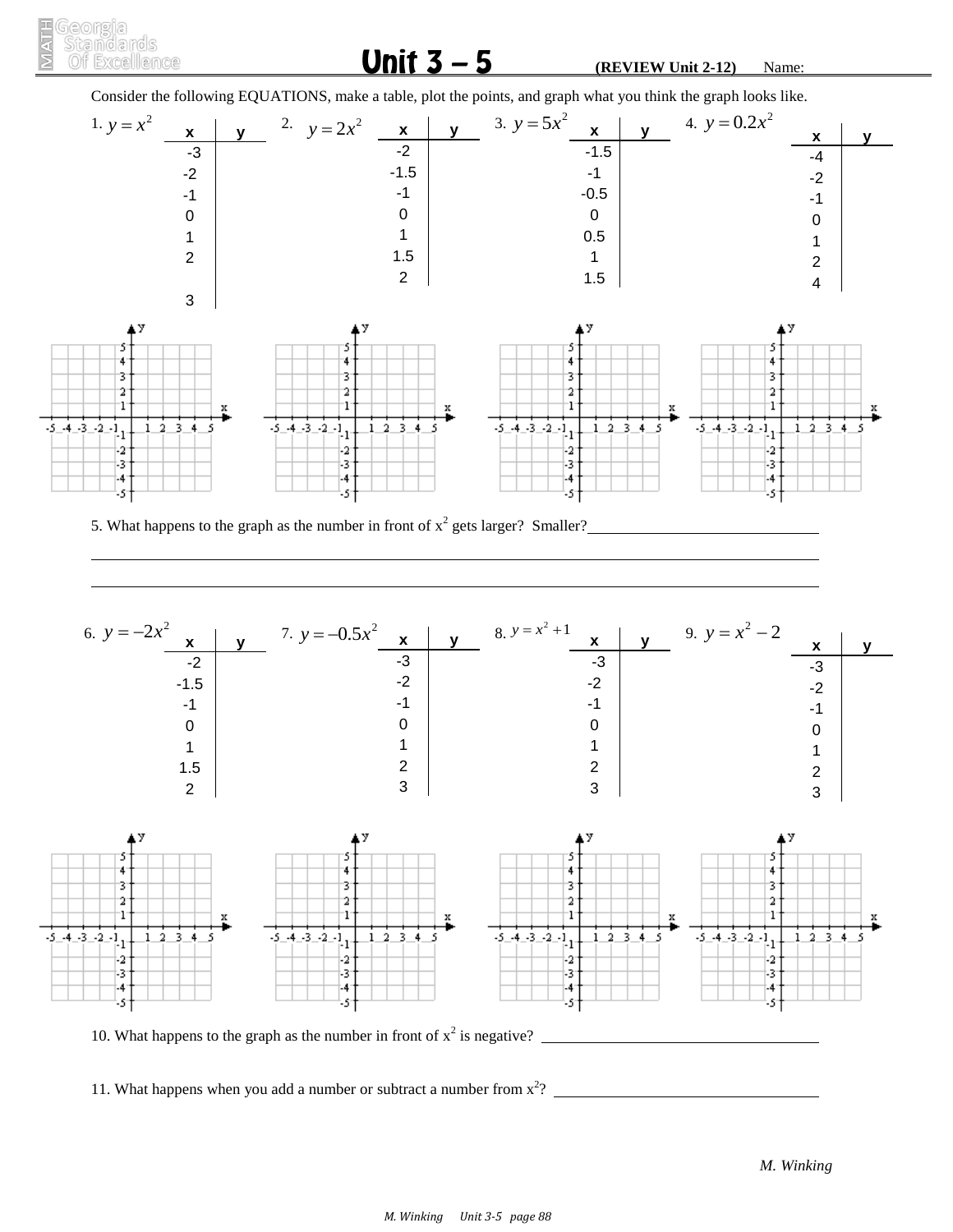# Unit 3 – 5

**(REVIEW Unit 2-12)** Name:

Consider the following EQUATIONS, make a table, plot the points, and graph what you think the graph looks like.

1. $y = x^2$

| x | y |
|---|---|
| -3 | |
| -2 | |
| -1 | |
| 0 | |
| 1 | |
| 2 | |
| 3 | |

2. $y = 2x^2$

| x | y |
|---|---|
| -2 | |
| -1.5 | |
| -1 | |
| 0 | |
| 1 | |
| 1.5 | |
| 2 | |

3. $y = 5x^2$

| x | y |
|---|---|
| -1.5 | |
| -1 | |
| -0.5 | |
| 0 | |
| 0.5 | |
| 1 | |
| 1.5 | |

4. $y = 0.2x^2$

| x | y |
|---|---|
| -4 | |
| -2 | |
| -1 | |
| 0 | |
| 1 | |
| 2 | |
| 4 | |

5. What happens to the graph as the number in front of $x^2$ gets larger? Smaller?\_\_\_\_\_\_\_\_\_\_\_\_\_\_\_\_\_\_\_\_\_\_\_\_\_\_\_\_\_\_

\_\_\_\_\_\_\_\_\_\_\_\_\_\_\_\_\_\_\_\_\_\_\_\_\_\_\_\_\_\_\_\_\_\_\_\_\_\_\_\_\_\_\_\_\_\_\_\_\_\_\_\_\_\_\_\_\_\_\_\_\_\_\_\_\_\_\_\_\_\_\_\_\_\_\_\_\_\_

\_\_\_\_\_\_\_\_\_\_\_\_\_\_\_\_\_\_\_\_\_\_\_\_\_\_\_\_\_\_\_\_\_\_\_\_\_\_\_\_\_\_\_\_\_\_\_\_\_\_\_\_\_\_\_\_\_\_\_\_\_\_\_\_\_\_\_\_\_\_\_\_\_\_\_\_\_\_

6. $y = -2x^2$

| x | y |
|---|---|
| -2 | |
| -1.5 | |
| -1 | |
| 0 | |
| 1 | |
| 1.5 | |
| 2 | |

7. $y = -0.5x^2$

| x | y |
|---|---|
| -3 | |
| -2 | |
| -1 | |
| 0 | |
| 1 | |
| 2 | |
| 3 | |

8. $y = x^2 + 1$

| x | y |
|---|---|
| -3 | |
| -2 | |
| -1 | |
| 0 | |
| 1 | |
| 2 | |
| 3 | |

9. $y = x^2 - 2$

| x | y |
|---|---|
| -3 | |
| -2 | |
| -1 | |
| 0 | |
| 1 | |
| 2 | |
| 3 | |

10. What happens to the graph as the number in front of $x^2$ is negative? \_\_\_\_\_\_\_\_\_\_\_\_\_\_\_\_\_\_\_\_\_\_\_\_\_\_\_\_\_\_

11. What happens when you add a number or subtract a number from $x^2$? \_\_\_\_\_\_\_\_\_\_\_\_\_\_\_\_\_\_\_\_\_\_\_\_\_\_\_\_\_\_

*M. Winking*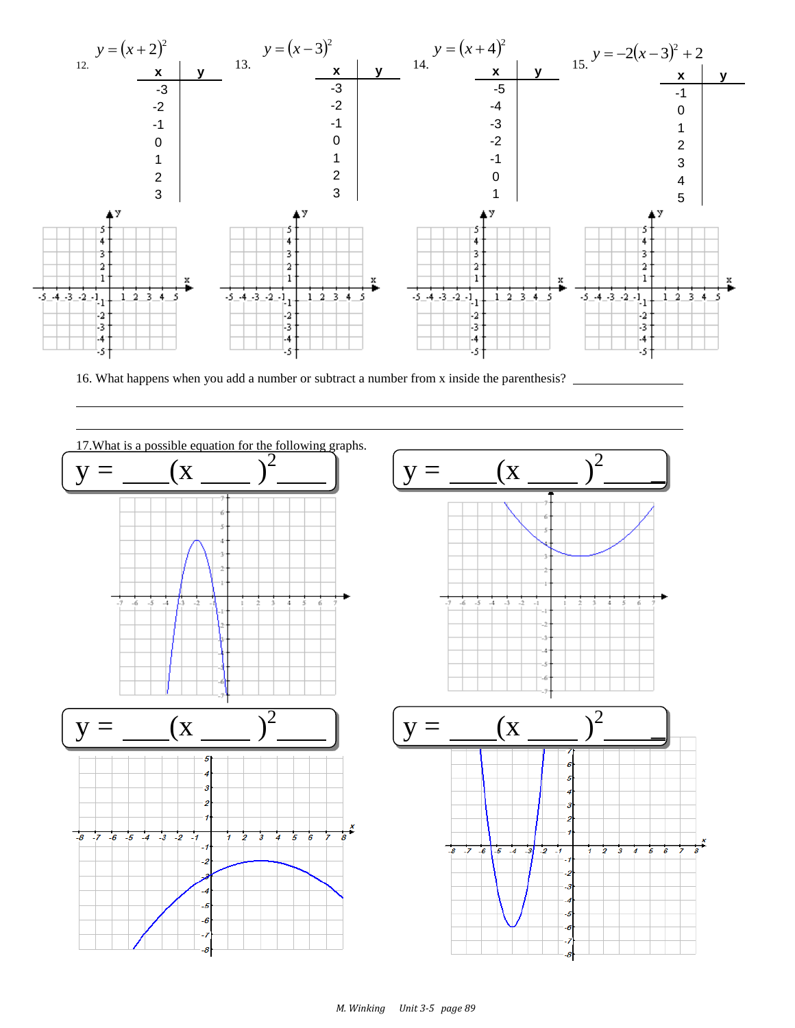12. $y = (x+2)^2$

| x | y |
|---|---|
| -3 | |
| -2 | |
| -1 | |
| 0 | |
| 1 | |
| 2 | |
| 3 | |

13. $y = (x-3)^2$

| x | y |
|---|---|
| -3 | |
| -2 | |
| -1 | |
| 0 | |
| 1 | |
| 2 | |
| 3 | |

14. $y = (x+4)^2$

| x | y |
|---|---|
| -5 | |
| -4 | |
| -3 | |
| -2 | |
| -1 | |
| 0 | |
| 1 | |

15. $y = -2(x-3)^2 + 2$

| x | y |
|---|---|
| -1 | |
| 0 | |
| 1 | |
| 2 | |
| 3 | |
| 4 | |
| 5 | |

16. What happens when you add a number or subtract a number from x inside the parenthesis? ________________

______________________________________________________________________________

______________________________________________________________________________

17. What is a possible equation for the following graphs.

$y =$ ____(x ____ $)^2$____

$y =$ ____(x ____ $)^2$____

$y =$ ____(x ____ $)^2$____

$y =$ ____(x ____ $)^2$____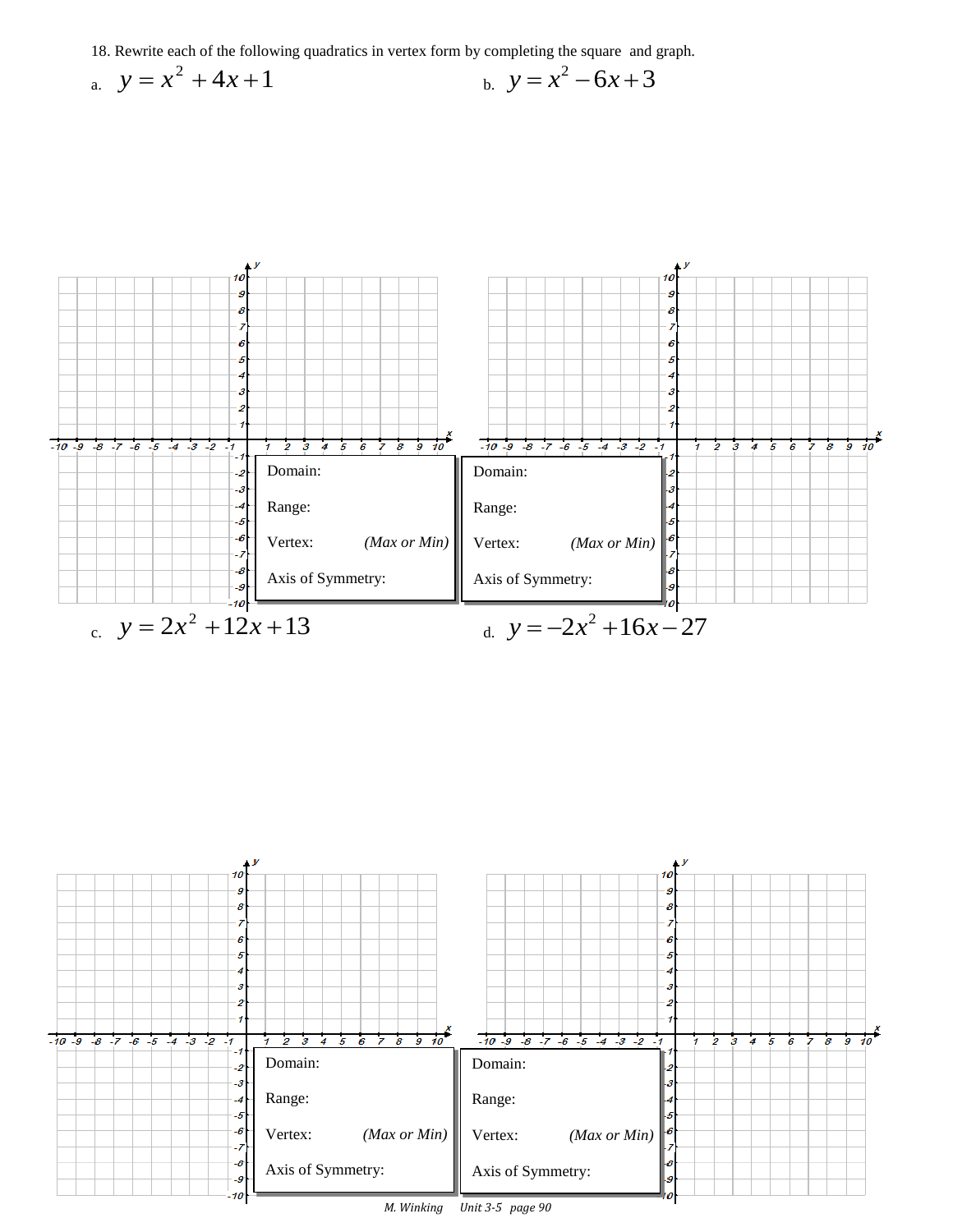18. Rewrite each of the following quadratics in vertex form by completing the square and graph.

a. $y = x^2 + 4x + 1$

Domain:

Range:

Vertex: *(Max or Min)*

Axis of Symmetry:

b. $y = x^2 - 6x + 3$

Domain:

Range:

Vertex: *(Max or Min)*

Axis of Symmetry:

c. $y = 2x^2 + 12x + 13$

Domain:

Range:

Vertex: *(Max or Min)*

Axis of Symmetry:

d. $y = -2x^2 + 16x - 27$

Domain:

Range:

Vertex: *(Max or Min)*

Axis of Symmetry: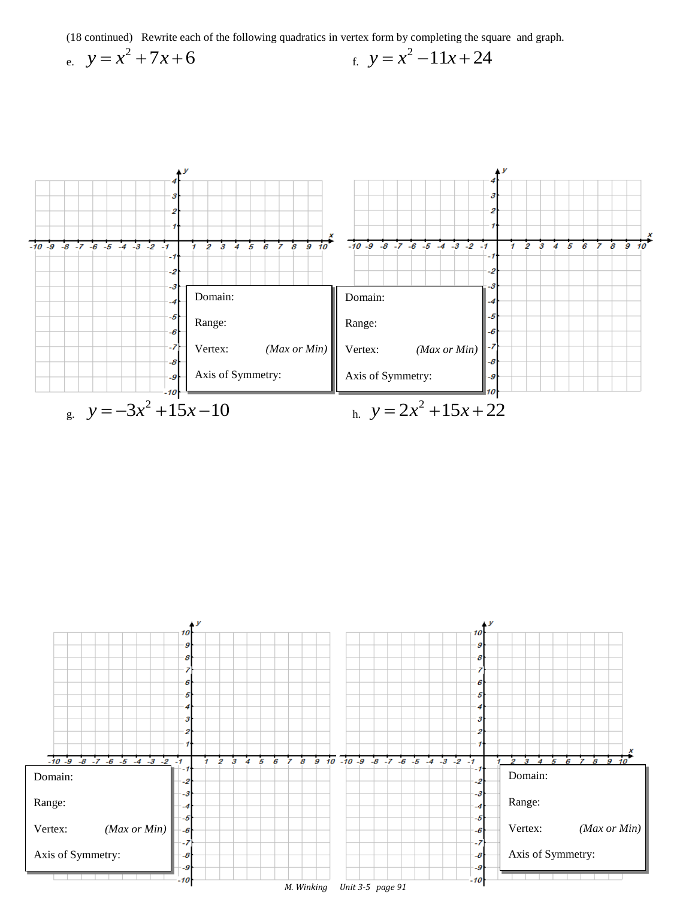(18 continued) Rewrite each of the following quadratics in vertex form by completing the square and graph.

e. $y = x^2 + 7x + 6$

f. $y = x^2 - 11x + 24$

Domain:

Range:

Vertex: *(Max or Min)*

Axis of Symmetry:

Domain:

Range:

Vertex: *(Max or Min)*

Axis of Symmetry:

g. $y = -3x^2 + 15x - 10$

h. $y = 2x^2 + 15x + 22$

Domain:

Range:

Vertex: *(Max or Min)*

Axis of Symmetry:

Domain:

Range:

Vertex: *(Max or Min)*

Axis of Symmetry: